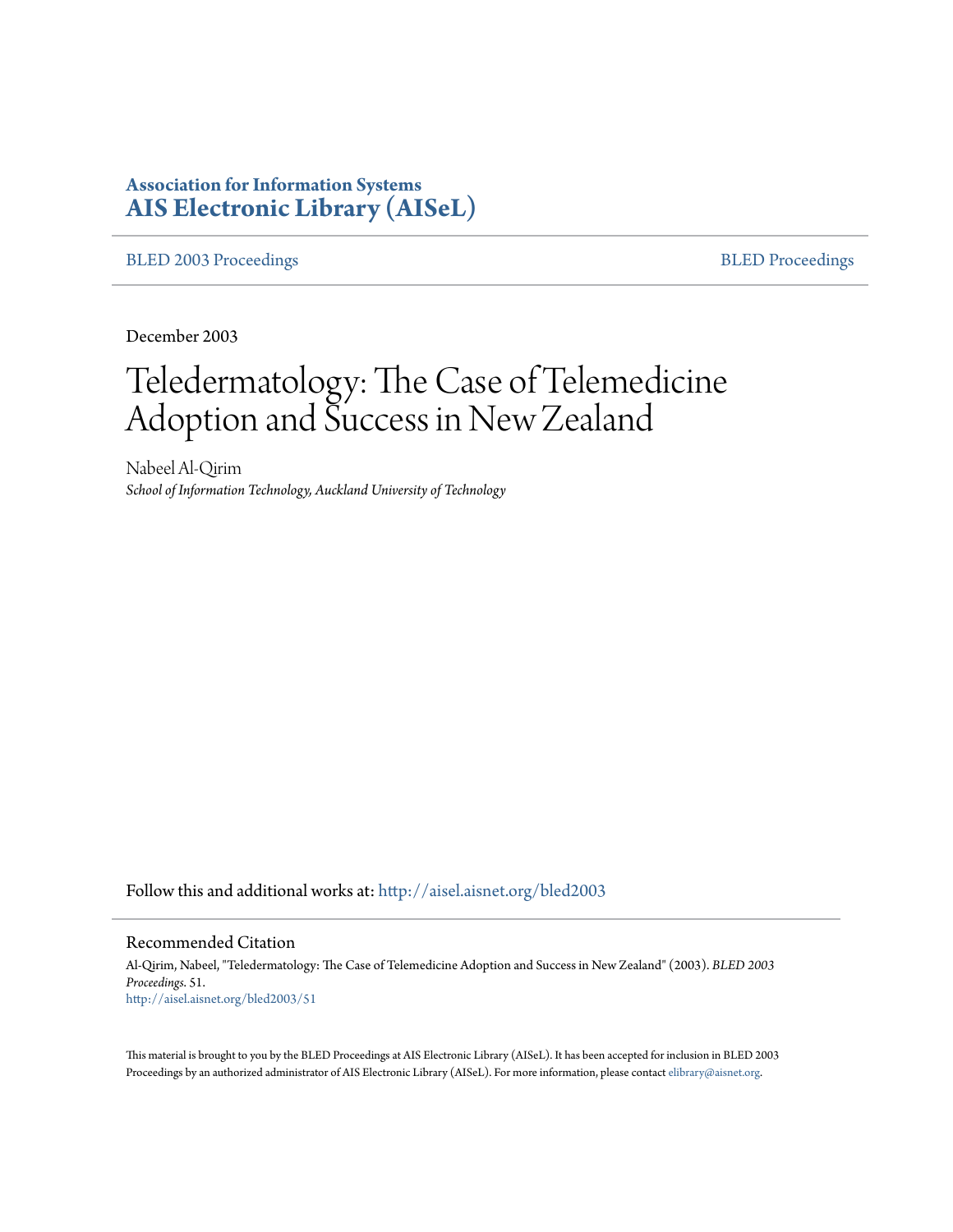# Association for Information Systems
# AIS Electronic Library (AISeL)

BLED 2003 Proceedings | BLED Proceedings

December 2003

# Teledermatology: The Case of Telemedicine Adoption and Success in New Zealand

Nabeel Al-Qirim
*School of Information Technology, Auckland University of Technology*

Follow this and additional works at: http://aisel.aisnet.org/bled2003

## Recommended Citation

Al-Qirim, Nabeel, "Teledermatology: The Case of Telemedicine Adoption and Success in New Zealand" (2003). *BLED 2003 Proceedings*. 51.
http://aisel.aisnet.org/bled2003/51

This material is brought to you by the BLED Proceedings at AIS Electronic Library (AISeL). It has been accepted for inclusion in BLED 2003 Proceedings by an authorized administrator of AIS Electronic Library (AISeL). For more information, please contact elibrary@aisnet.org.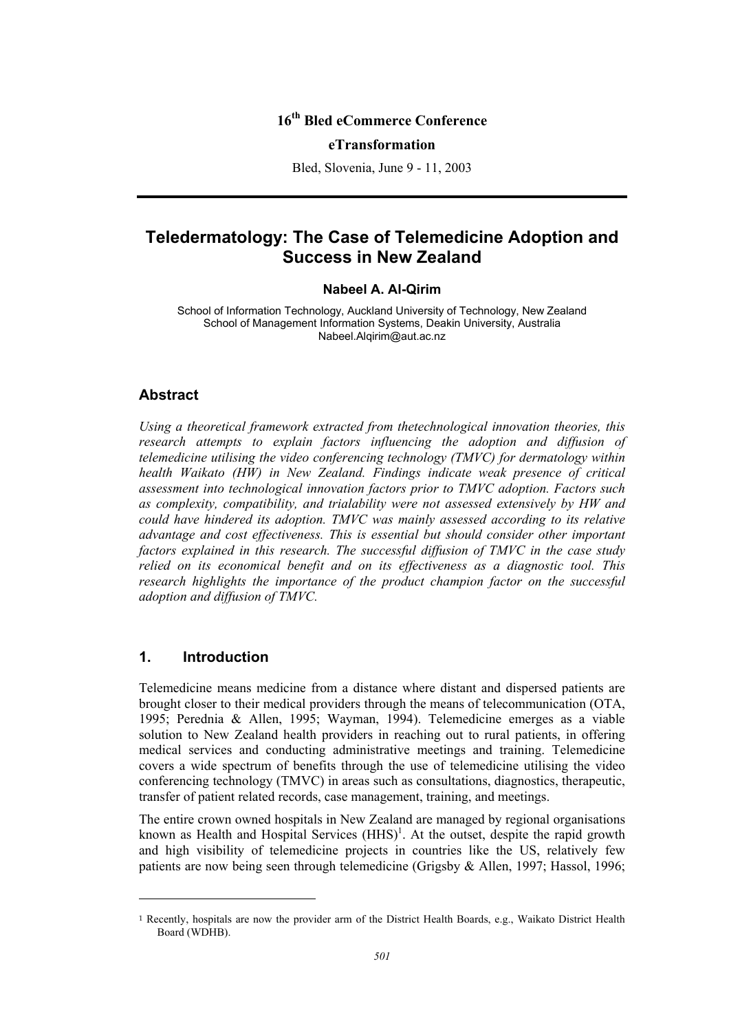16[th] Bled eCommerce Conference

**eTransformation**

Bled, Slovenia, June 9 - 11, 2003

# Teledermatology: The Case of Telemedicine Adoption and Success in New Zealand

**Nabeel A. Al-Qirim**

School of Information Technology, Auckland University of Technology, New Zealand
School of Management Information Systems, Deakin University, Australia
Nabeel.Alqirim@aut.ac.nz

## Abstract

*Using a theoretical framework extracted from thetechnological innovation theories, this research attempts to explain factors influencing the adoption and diffusion of telemedicine utilising the video conferencing technology (TMVC) for dermatology within health Waikato (HW) in New Zealand. Findings indicate weak presence of critical assessment into technological innovation factors prior to TMVC adoption. Factors such as complexity, compatibility, and trialability were not assessed extensively by HW and could have hindered its adoption. TMVC was mainly assessed according to its relative advantage and cost effectiveness. This is essential but should consider other important factors explained in this research. The successful diffusion of TMVC in the case study relied on its economical benefit and on its effectiveness as a diagnostic tool. This research highlights the importance of the product champion factor on the successful adoption and diffusion of TMVC.*

## 1. Introduction

Telemedicine means medicine from a distance where distant and dispersed patients are brought closer to their medical providers through the means of telecommunication (OTA, 1995; Perednia & Allen, 1995; Wayman, 1994). Telemedicine emerges as a viable solution to New Zealand health providers in reaching out to rural patients, in offering medical services and conducting administrative meetings and training. Telemedicine covers a wide spectrum of benefits through the use of telemedicine utilising the video conferencing technology (TMVC) in areas such as consultations, diagnostics, therapeutic, transfer of patient related records, case management, training, and meetings.

The entire crown owned hospitals in New Zealand are managed by regional organisations known as Health and Hospital Services (HHS)[1]. At the outset, despite the rapid growth and high visibility of telemedicine projects in countries like the US, relatively few patients are now being seen through telemedicine (Grigsby & Allen, 1997; Hassol, 1996;

[1] Recently, hospitals are now the provider arm of the District Health Boards, e.g., Waikato District Health Board (WDHB).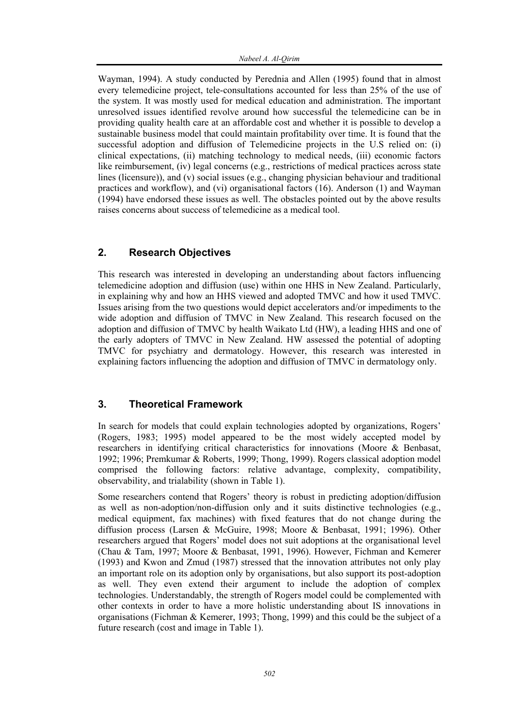Wayman, 1994). A study conducted by Perednia and Allen (1995) found that in almost every telemedicine project, tele-consultations accounted for less than 25% of the use of the system. It was mostly used for medical education and administration. The important unresolved issues identified revolve around how successful the telemedicine can be in providing quality health care at an affordable cost and whether it is possible to develop a sustainable business model that could maintain profitability over time. It is found that the successful adoption and diffusion of Telemedicine projects in the U.S relied on: (i) clinical expectations, (ii) matching technology to medical needs, (iii) economic factors like reimbursement, (iv) legal concerns (e.g., restrictions of medical practices across state lines (licensure)), and (v) social issues (e.g., changing physician behaviour and traditional practices and workflow), and (vi) organisational factors (16). Anderson (1) and Wayman (1994) have endorsed these issues as well. The obstacles pointed out by the above results raises concerns about success of telemedicine as a medical tool.

## 2. Research Objectives

This research was interested in developing an understanding about factors influencing telemedicine adoption and diffusion (use) within one HHS in New Zealand. Particularly, in explaining why and how an HHS viewed and adopted TMVC and how it used TMVC. Issues arising from the two questions would depict accelerators and/or impediments to the wide adoption and diffusion of TMVC in New Zealand. This research focused on the adoption and diffusion of TMVC by health Waikato Ltd (HW), a leading HHS and one of the early adopters of TMVC in New Zealand. HW assessed the potential of adopting TMVC for psychiatry and dermatology. However, this research was interested in explaining factors influencing the adoption and diffusion of TMVC in dermatology only.

## 3. Theoretical Framework

In search for models that could explain technologies adopted by organizations, Rogers' (Rogers, 1983; 1995) model appeared to be the most widely accepted model by researchers in identifying critical characteristics for innovations (Moore & Benbasat, 1992; 1996; Premkumar & Roberts, 1999; Thong, 1999). Rogers classical adoption model comprised the following factors: relative advantage, complexity, compatibility, observability, and trialability (shown in Table 1).

Some researchers contend that Rogers' theory is robust in predicting adoption/diffusion as well as non-adoption/non-diffusion only and it suits distinctive technologies (e.g., medical equipment, fax machines) with fixed features that do not change during the diffusion process (Larsen & McGuire, 1998; Moore & Benbasat, 1991; 1996). Other researchers argued that Rogers' model does not suit adoptions at the organisational level (Chau & Tam, 1997; Moore & Benbasat, 1991, 1996). However, Fichman and Kemerer (1993) and Kwon and Zmud (1987) stressed that the innovation attributes not only play an important role on its adoption only by organisations, but also support its post-adoption as well. They even extend their argument to include the adoption of complex technologies. Understandably, the strength of Rogers model could be complemented with other contexts in order to have a more holistic understanding about IS innovations in organisations (Fichman & Kemerer, 1993; Thong, 1999) and this could be the subject of a future research (cost and image in Table 1).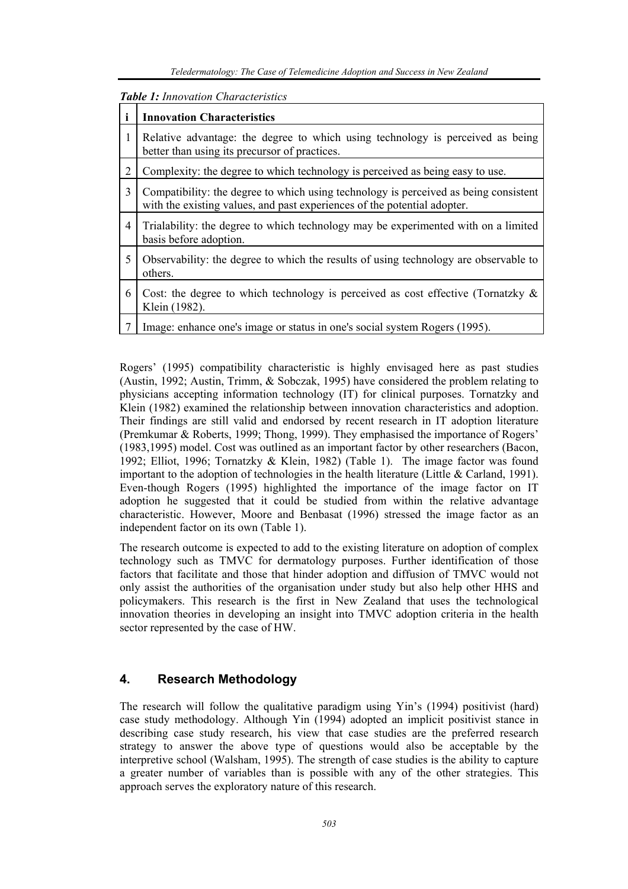*Table 1: Innovation Characteristics*

| i | Innovation Characteristics |
|---|---|
| 1 | Relative advantage: the degree to which using technology is perceived as being better than using its precursor of practices. |
| 2 | Complexity: the degree to which technology is perceived as being easy to use. |
| 3 | Compatibility: the degree to which using technology is perceived as being consistent with the existing values, and past experiences of the potential adopter. |
| 4 | Trialability: the degree to which technology may be experimented with on a limited basis before adoption. |
| 5 | Observability: the degree to which the results of using technology are observable to others. |
| 6 | Cost: the degree to which technology is perceived as cost effective (Tornatzky & Klein (1982). |
| 7 | Image: enhance one's image or status in one's social system Rogers (1995). |

Rogers' (1995) compatibility characteristic is highly envisaged here as past studies (Austin, 1992; Austin, Trimm, & Sobczak, 1995) have considered the problem relating to physicians accepting information technology (IT) for clinical purposes. Tornatzky and Klein (1982) examined the relationship between innovation characteristics and adoption. Their findings are still valid and endorsed by recent research in IT adoption literature (Premkumar & Roberts, 1999; Thong, 1999). They emphasised the importance of Rogers' (1983,1995) model. Cost was outlined as an important factor by other researchers (Bacon, 1992; Elliot, 1996; Tornatzky & Klein, 1982) (Table 1). The image factor was found important to the adoption of technologies in the health literature (Little & Carland, 1991). Even-though Rogers (1995) highlighted the importance of the image factor on IT adoption he suggested that it could be studied from within the relative advantage characteristic. However, Moore and Benbasat (1996) stressed the image factor as an independent factor on its own (Table 1).

The research outcome is expected to add to the existing literature on adoption of complex technology such as TMVC for dermatology purposes. Further identification of those factors that facilitate and those that hinder adoption and diffusion of TMVC would not only assist the authorities of the organisation under study but also help other HHS and policymakers. This research is the first in New Zealand that uses the technological innovation theories in developing an insight into TMVC adoption criteria in the health sector represented by the case of HW.

## 4. Research Methodology

The research will follow the qualitative paradigm using Yin's (1994) positivist (hard) case study methodology. Although Yin (1994) adopted an implicit positivist stance in describing case study research, his view that case studies are the preferred research strategy to answer the above type of questions would also be acceptable by the interpretive school (Walsham, 1995). The strength of case studies is the ability to capture a greater number of variables than is possible with any of the other strategies. This approach serves the exploratory nature of this research.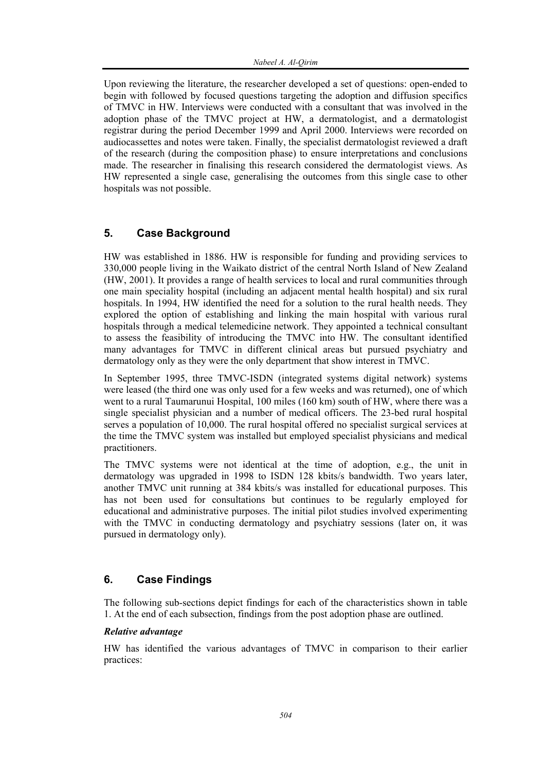Upon reviewing the literature, the researcher developed a set of questions: open-ended to begin with followed by focused questions targeting the adoption and diffusion specifics of TMVC in HW. Interviews were conducted with a consultant that was involved in the adoption phase of the TMVC project at HW, a dermatologist, and a dermatologist registrar during the period December 1999 and April 2000. Interviews were recorded on audiocassettes and notes were taken. Finally, the specialist dermatologist reviewed a draft of the research (during the composition phase) to ensure interpretations and conclusions made. The researcher in finalising this research considered the dermatologist views. As HW represented a single case, generalising the outcomes from this single case to other hospitals was not possible.

## 5. Case Background

HW was established in 1886. HW is responsible for funding and providing services to 330,000 people living in the Waikato district of the central North Island of New Zealand (HW, 2001). It provides a range of health services to local and rural communities through one main speciality hospital (including an adjacent mental health hospital) and six rural hospitals. In 1994, HW identified the need for a solution to the rural health needs. They explored the option of establishing and linking the main hospital with various rural hospitals through a medical telemedicine network. They appointed a technical consultant to assess the feasibility of introducing the TMVC into HW. The consultant identified many advantages for TMVC in different clinical areas but pursued psychiatry and dermatology only as they were the only department that show interest in TMVC.

In September 1995, three TMVC-ISDN (integrated systems digital network) systems were leased (the third one was only used for a few weeks and was returned), one of which went to a rural Taumarunui Hospital, 100 miles (160 km) south of HW, where there was a single specialist physician and a number of medical officers. The 23-bed rural hospital serves a population of 10,000. The rural hospital offered no specialist surgical services at the time the TMVC system was installed but employed specialist physicians and medical practitioners.

The TMVC systems were not identical at the time of adoption, e.g., the unit in dermatology was upgraded in 1998 to ISDN 128 kbits/s bandwidth. Two years later, another TMVC unit running at 384 kbits/s was installed for educational purposes. This has not been used for consultations but continues to be regularly employed for educational and administrative purposes. The initial pilot studies involved experimenting with the TMVC in conducting dermatology and psychiatry sessions (later on, it was pursued in dermatology only).

## 6. Case Findings

The following sub-sections depict findings for each of the characteristics shown in table 1. At the end of each subsection, findings from the post adoption phase are outlined.

### *Relative advantage*

HW has identified the various advantages of TMVC in comparison to their earlier practices: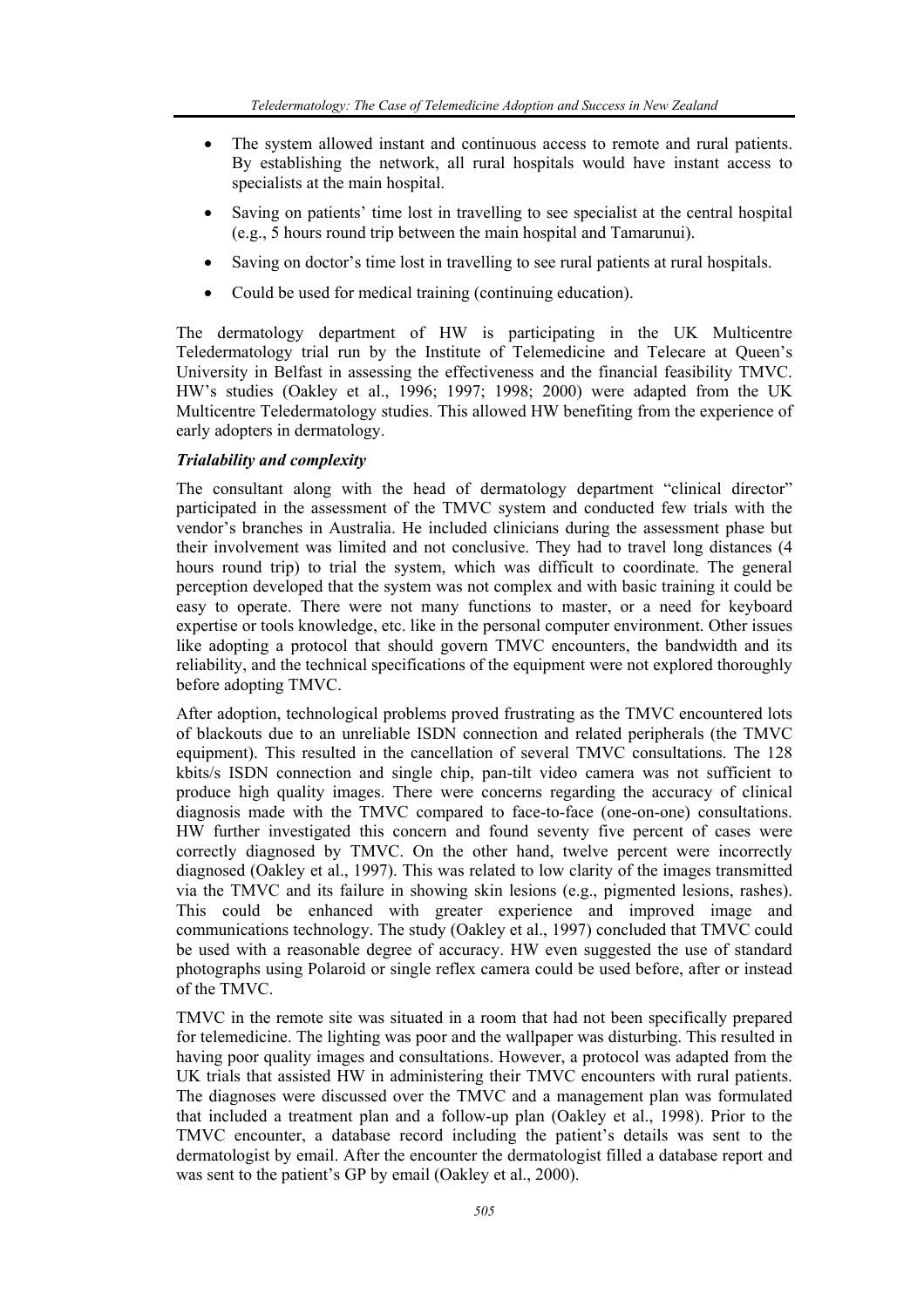- The system allowed instant and continuous access to remote and rural patients. By establishing the network, all rural hospitals would have instant access to specialists at the main hospital.
- Saving on patients' time lost in travelling to see specialist at the central hospital (e.g., 5 hours round trip between the main hospital and Tamarunui).
- Saving on doctor's time lost in travelling to see rural patients at rural hospitals.
- Could be used for medical training (continuing education).

The dermatology department of HW is participating in the UK Multicentre Teledermatology trial run by the Institute of Telemedicine and Telecare at Queen's University in Belfast in assessing the effectiveness and the financial feasibility TMVC. HW's studies (Oakley et al., 1996; 1997; 1998; 2000) were adapted from the UK Multicentre Teledermatology studies. This allowed HW benefiting from the experience of early adopters in dermatology.

***Trialability and complexity***

The consultant along with the head of dermatology department "clinical director" participated in the assessment of the TMVC system and conducted few trials with the vendor's branches in Australia. He included clinicians during the assessment phase but their involvement was limited and not conclusive. They had to travel long distances (4 hours round trip) to trial the system, which was difficult to coordinate. The general perception developed that the system was not complex and with basic training it could be easy to operate. There were not many functions to master, or a need for keyboard expertise or tools knowledge, etc. like in the personal computer environment. Other issues like adopting a protocol that should govern TMVC encounters, the bandwidth and its reliability, and the technical specifications of the equipment were not explored thoroughly before adopting TMVC.

After adoption, technological problems proved frustrating as the TMVC encountered lots of blackouts due to an unreliable ISDN connection and related peripherals (the TMVC equipment). This resulted in the cancellation of several TMVC consultations. The 128 kbits/s ISDN connection and single chip, pan-tilt video camera was not sufficient to produce high quality images. There were concerns regarding the accuracy of clinical diagnosis made with the TMVC compared to face-to-face (one-on-one) consultations. HW further investigated this concern and found seventy five percent of cases were correctly diagnosed by TMVC. On the other hand, twelve percent were incorrectly diagnosed (Oakley et al., 1997). This was related to low clarity of the images transmitted via the TMVC and its failure in showing skin lesions (e.g., pigmented lesions, rashes). This could be enhanced with greater experience and improved image and communications technology. The study (Oakley et al., 1997) concluded that TMVC could be used with a reasonable degree of accuracy. HW even suggested the use of standard photographs using Polaroid or single reflex camera could be used before, after or instead of the TMVC.

TMVC in the remote site was situated in a room that had not been specifically prepared for telemedicine. The lighting was poor and the wallpaper was disturbing. This resulted in having poor quality images and consultations. However, a protocol was adapted from the UK trials that assisted HW in administering their TMVC encounters with rural patients. The diagnoses were discussed over the TMVC and a management plan was formulated that included a treatment plan and a follow-up plan (Oakley et al., 1998). Prior to the TMVC encounter, a database record including the patient's details was sent to the dermatologist by email. After the encounter the dermatologist filled a database report and was sent to the patient's GP by email (Oakley et al., 2000).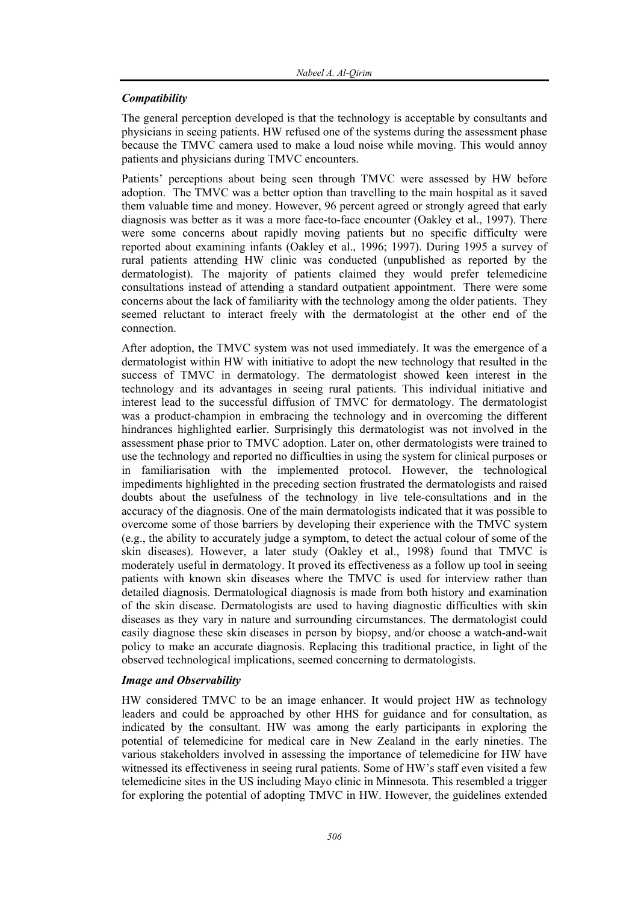### *Compatibility*

The general perception developed is that the technology is acceptable by consultants and physicians in seeing patients. HW refused one of the systems during the assessment phase because the TMVC camera used to make a loud noise while moving. This would annoy patients and physicians during TMVC encounters.

Patients' perceptions about being seen through TMVC were assessed by HW before adoption. The TMVC was a better option than travelling to the main hospital as it saved them valuable time and money. However, 96 percent agreed or strongly agreed that early diagnosis was better as it was a more face-to-face encounter (Oakley et al., 1997). There were some concerns about rapidly moving patients but no specific difficulty were reported about examining infants (Oakley et al., 1996; 1997). During 1995 a survey of rural patients attending HW clinic was conducted (unpublished as reported by the dermatologist). The majority of patients claimed they would prefer telemedicine consultations instead of attending a standard outpatient appointment. There were some concerns about the lack of familiarity with the technology among the older patients. They seemed reluctant to interact freely with the dermatologist at the other end of the connection.

After adoption, the TMVC system was not used immediately. It was the emergence of a dermatologist within HW with initiative to adopt the new technology that resulted in the success of TMVC in dermatology. The dermatologist showed keen interest in the technology and its advantages in seeing rural patients. This individual initiative and interest lead to the successful diffusion of TMVC for dermatology. The dermatologist was a product-champion in embracing the technology and in overcoming the different hindrances highlighted earlier. Surprisingly this dermatologist was not involved in the assessment phase prior to TMVC adoption. Later on, other dermatologists were trained to use the technology and reported no difficulties in using the system for clinical purposes or in familiarisation with the implemented protocol. However, the technological impediments highlighted in the preceding section frustrated the dermatologists and raised doubts about the usefulness of the technology in live tele-consultations and in the accuracy of the diagnosis. One of the main dermatologists indicated that it was possible to overcome some of those barriers by developing their experience with the TMVC system (e.g., the ability to accurately judge a symptom, to detect the actual colour of some of the skin diseases). However, a later study (Oakley et al., 1998) found that TMVC is moderately useful in dermatology. It proved its effectiveness as a follow up tool in seeing patients with known skin diseases where the TMVC is used for interview rather than detailed diagnosis. Dermatological diagnosis is made from both history and examination of the skin disease. Dermatologists are used to having diagnostic difficulties with skin diseases as they vary in nature and surrounding circumstances. The dermatologist could easily diagnose these skin diseases in person by biopsy, and/or choose a watch-and-wait policy to make an accurate diagnosis. Replacing this traditional practice, in light of the observed technological implications, seemed concerning to dermatologists.

### *Image and Observability*

HW considered TMVC to be an image enhancer. It would project HW as technology leaders and could be approached by other HHS for guidance and for consultation, as indicated by the consultant. HW was among the early participants in exploring the potential of telemedicine for medical care in New Zealand in the early nineties. The various stakeholders involved in assessing the importance of telemedicine for HW have witnessed its effectiveness in seeing rural patients. Some of HW's staff even visited a few telemedicine sites in the US including Mayo clinic in Minnesota. This resembled a trigger for exploring the potential of adopting TMVC in HW. However, the guidelines extended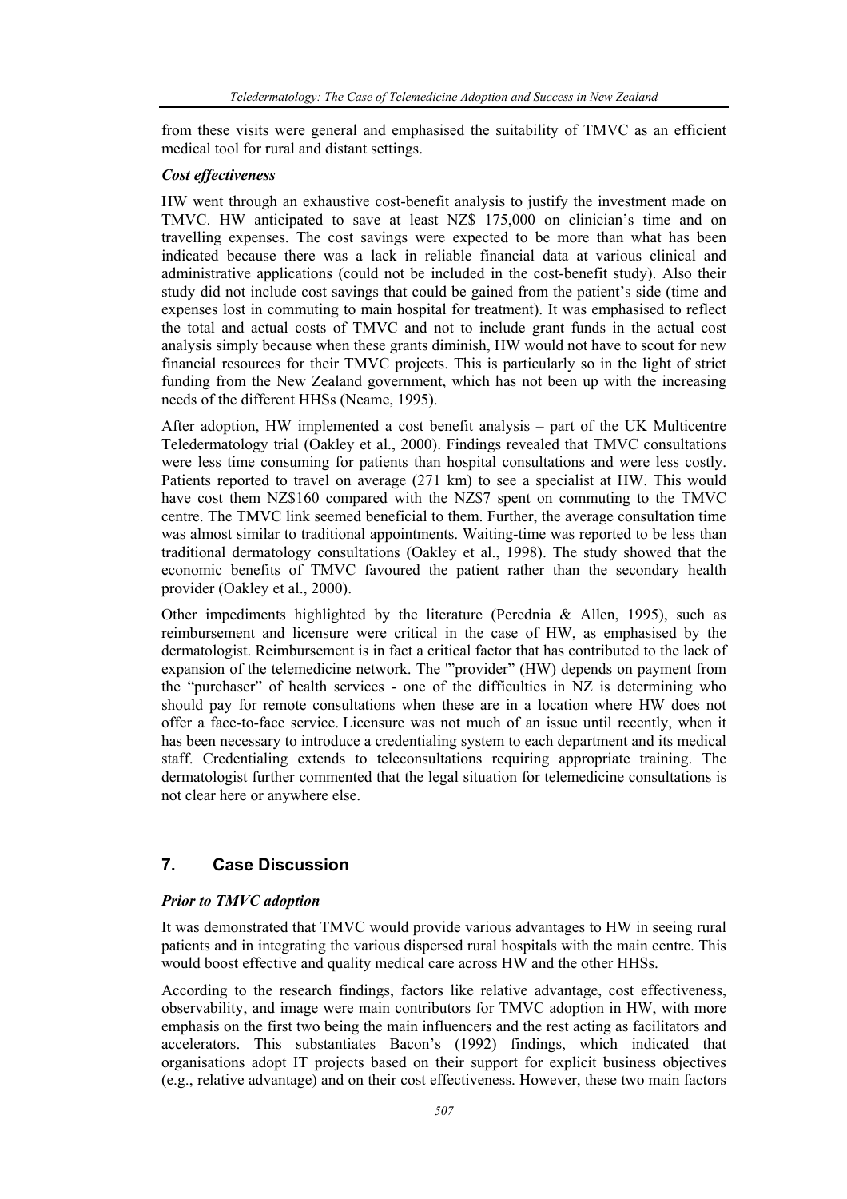from these visits were general and emphasised the suitability of TMVC as an efficient medical tool for rural and distant settings.

***Cost effectiveness***

HW went through an exhaustive cost-benefit analysis to justify the investment made on TMVC. HW anticipated to save at least NZ$ 175,000 on clinician's time and on travelling expenses. The cost savings were expected to be more than what has been indicated because there was a lack in reliable financial data at various clinical and administrative applications (could not be included in the cost-benefit study). Also their study did not include cost savings that could be gained from the patient's side (time and expenses lost in commuting to main hospital for treatment). It was emphasised to reflect the total and actual costs of TMVC and not to include grant funds in the actual cost analysis simply because when these grants diminish, HW would not have to scout for new financial resources for their TMVC projects. This is particularly so in the light of strict funding from the New Zealand government, which has not been up with the increasing needs of the different HHSs (Neame, 1995).

After adoption, HW implemented a cost benefit analysis – part of the UK Multicentre Teledermatology trial (Oakley et al., 2000). Findings revealed that TMVC consultations were less time consuming for patients than hospital consultations and were less costly. Patients reported to travel on average (271 km) to see a specialist at HW. This would have cost them NZ$160 compared with the NZ$7 spent on commuting to the TMVC centre. The TMVC link seemed beneficial to them. Further, the average consultation time was almost similar to traditional appointments. Waiting-time was reported to be less than traditional dermatology consultations (Oakley et al., 1998). The study showed that the economic benefits of TMVC favoured the patient rather than the secondary health provider (Oakley et al., 2000).

Other impediments highlighted by the literature (Perednia & Allen, 1995), such as reimbursement and licensure were critical in the case of HW, as emphasised by the dermatologist. Reimbursement is in fact a critical factor that has contributed to the lack of expansion of the telemedicine network. The "'provider" (HW) depends on payment from the "purchaser" of health services - one of the difficulties in NZ is determining who should pay for remote consultations when these are in a location where HW does not offer a face-to-face service. Licensure was not much of an issue until recently, when it has been necessary to introduce a credentialing system to each department and its medical staff. Credentialing extends to teleconsultations requiring appropriate training. The dermatologist further commented that the legal situation for telemedicine consultations is not clear here or anywhere else.

## 7. Case Discussion

***Prior to TMVC adoption***

It was demonstrated that TMVC would provide various advantages to HW in seeing rural patients and in integrating the various dispersed rural hospitals with the main centre. This would boost effective and quality medical care across HW and the other HHSs.

According to the research findings, factors like relative advantage, cost effectiveness, observability, and image were main contributors for TMVC adoption in HW, with more emphasis on the first two being the main influencers and the rest acting as facilitators and accelerators. This substantiates Bacon's (1992) findings, which indicated that organisations adopt IT projects based on their support for explicit business objectives (e.g., relative advantage) and on their cost effectiveness. However, these two main factors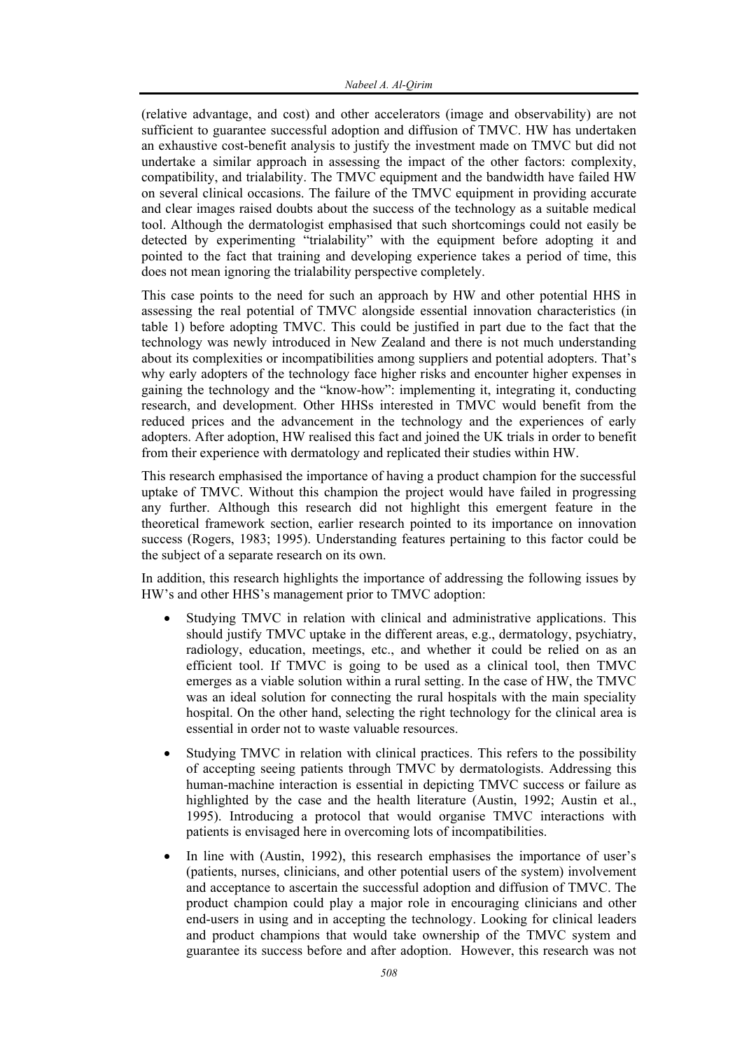(relative advantage, and cost) and other accelerators (image and observability) are not sufficient to guarantee successful adoption and diffusion of TMVC. HW has undertaken an exhaustive cost-benefit analysis to justify the investment made on TMVC but did not undertake a similar approach in assessing the impact of the other factors: complexity, compatibility, and trialability. The TMVC equipment and the bandwidth have failed HW on several clinical occasions. The failure of the TMVC equipment in providing accurate and clear images raised doubts about the success of the technology as a suitable medical tool. Although the dermatologist emphasised that such shortcomings could not easily be detected by experimenting "trialability" with the equipment before adopting it and pointed to the fact that training and developing experience takes a period of time, this does not mean ignoring the trialability perspective completely.

This case points to the need for such an approach by HW and other potential HHS in assessing the real potential of TMVC alongside essential innovation characteristics (in table 1) before adopting TMVC. This could be justified in part due to the fact that the technology was newly introduced in New Zealand and there is not much understanding about its complexities or incompatibilities among suppliers and potential adopters. That's why early adopters of the technology face higher risks and encounter higher expenses in gaining the technology and the "know-how": implementing it, integrating it, conducting research, and development. Other HHSs interested in TMVC would benefit from the reduced prices and the advancement in the technology and the experiences of early adopters. After adoption, HW realised this fact and joined the UK trials in order to benefit from their experience with dermatology and replicated their studies within HW.

This research emphasised the importance of having a product champion for the successful uptake of TMVC. Without this champion the project would have failed in progressing any further. Although this research did not highlight this emergent feature in the theoretical framework section, earlier research pointed to its importance on innovation success (Rogers, 1983; 1995). Understanding features pertaining to this factor could be the subject of a separate research on its own.

In addition, this research highlights the importance of addressing the following issues by HW's and other HHS's management prior to TMVC adoption:

- Studying TMVC in relation with clinical and administrative applications. This should justify TMVC uptake in the different areas, e.g., dermatology, psychiatry, radiology, education, meetings, etc., and whether it could be relied on as an efficient tool. If TMVC is going to be used as a clinical tool, then TMVC emerges as a viable solution within a rural setting. In the case of HW, the TMVC was an ideal solution for connecting the rural hospitals with the main speciality hospital. On the other hand, selecting the right technology for the clinical area is essential in order not to waste valuable resources.

- Studying TMVC in relation with clinical practices. This refers to the possibility of accepting seeing patients through TMVC by dermatologists. Addressing this human-machine interaction is essential in depicting TMVC success or failure as highlighted by the case and the health literature (Austin, 1992; Austin et al., 1995). Introducing a protocol that would organise TMVC interactions with patients is envisaged here in overcoming lots of incompatibilities.

- In line with (Austin, 1992), this research emphasises the importance of user's (patients, nurses, clinicians, and other potential users of the system) involvement and acceptance to ascertain the successful adoption and diffusion of TMVC. The product champion could play a major role in encouraging clinicians and other end-users in using and in accepting the technology. Looking for clinical leaders and product champions that would take ownership of the TMVC system and guarantee its success before and after adoption. However, this research was not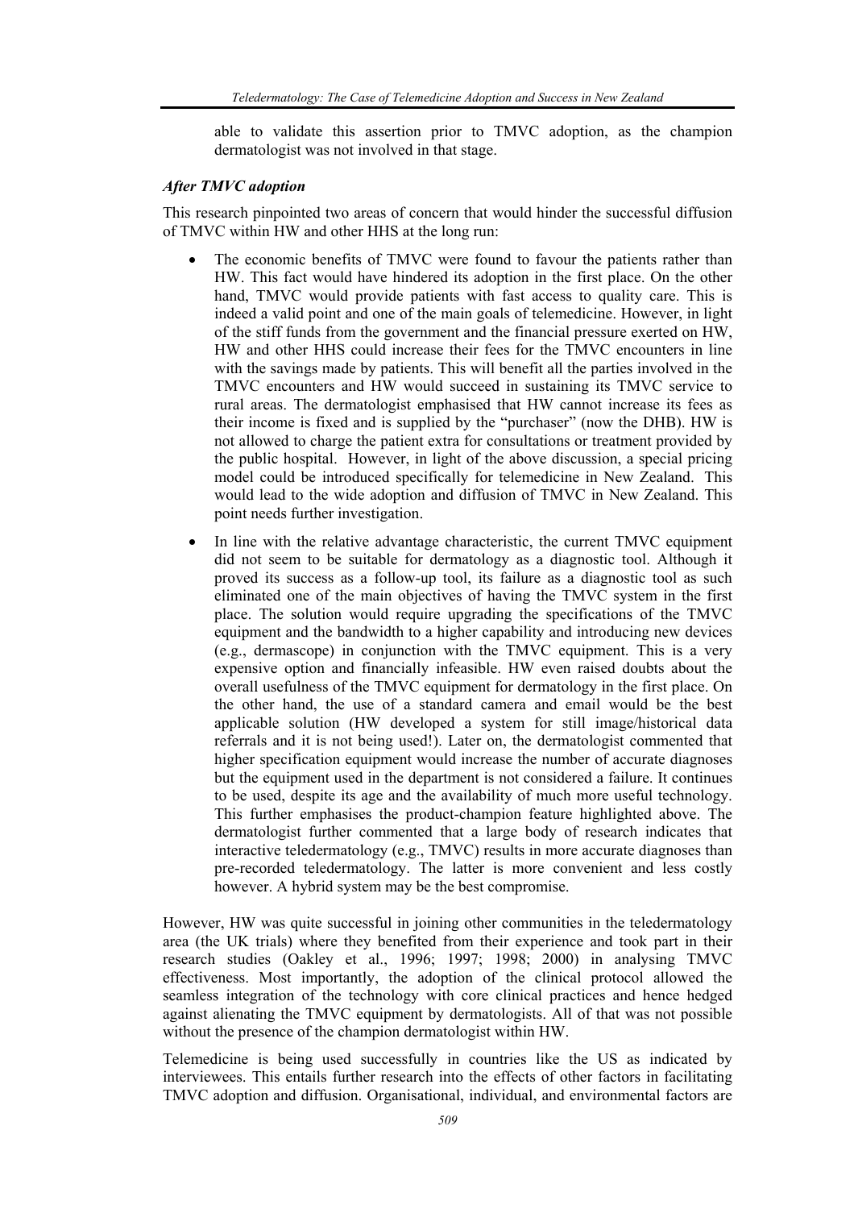able to validate this assertion prior to TMVC adoption, as the champion dermatologist was not involved in that stage.

### *After TMVC adoption*

This research pinpointed two areas of concern that would hinder the successful diffusion of TMVC within HW and other HHS at the long run:

- The economic benefits of TMVC were found to favour the patients rather than HW. This fact would have hindered its adoption in the first place. On the other hand, TMVC would provide patients with fast access to quality care. This is indeed a valid point and one of the main goals of telemedicine. However, in light of the stiff funds from the government and the financial pressure exerted on HW, HW and other HHS could increase their fees for the TMVC encounters in line with the savings made by patients. This will benefit all the parties involved in the TMVC encounters and HW would succeed in sustaining its TMVC service to rural areas. The dermatologist emphasised that HW cannot increase its fees as their income is fixed and is supplied by the "purchaser" (now the DHB). HW is not allowed to charge the patient extra for consultations or treatment provided by the public hospital. However, in light of the above discussion, a special pricing model could be introduced specifically for telemedicine in New Zealand. This would lead to the wide adoption and diffusion of TMVC in New Zealand. This point needs further investigation.
- In line with the relative advantage characteristic, the current TMVC equipment did not seem to be suitable for dermatology as a diagnostic tool. Although it proved its success as a follow-up tool, its failure as a diagnostic tool as such eliminated one of the main objectives of having the TMVC system in the first place. The solution would require upgrading the specifications of the TMVC equipment and the bandwidth to a higher capability and introducing new devices (e.g., dermascope) in conjunction with the TMVC equipment. This is a very expensive option and financially infeasible. HW even raised doubts about the overall usefulness of the TMVC equipment for dermatology in the first place. On the other hand, the use of a standard camera and email would be the best applicable solution (HW developed a system for still image/historical data referrals and it is not being used!). Later on, the dermatologist commented that higher specification equipment would increase the number of accurate diagnoses but the equipment used in the department is not considered a failure. It continues to be used, despite its age and the availability of much more useful technology. This further emphasises the product-champion feature highlighted above. The dermatologist further commented that a large body of research indicates that interactive teledermatology (e.g., TMVC) results in more accurate diagnoses than pre-recorded teledermatology. The latter is more convenient and less costly however. A hybrid system may be the best compromise.

However, HW was quite successful in joining other communities in the teledermatology area (the UK trials) where they benefited from their experience and took part in their research studies (Oakley et al., 1996; 1997; 1998; 2000) in analysing TMVC effectiveness. Most importantly, the adoption of the clinical protocol allowed the seamless integration of the technology with core clinical practices and hence hedged against alienating the TMVC equipment by dermatologists. All of that was not possible without the presence of the champion dermatologist within HW.

Telemedicine is being used successfully in countries like the US as indicated by interviewees. This entails further research into the effects of other factors in facilitating TMVC adoption and diffusion. Organisational, individual, and environmental factors are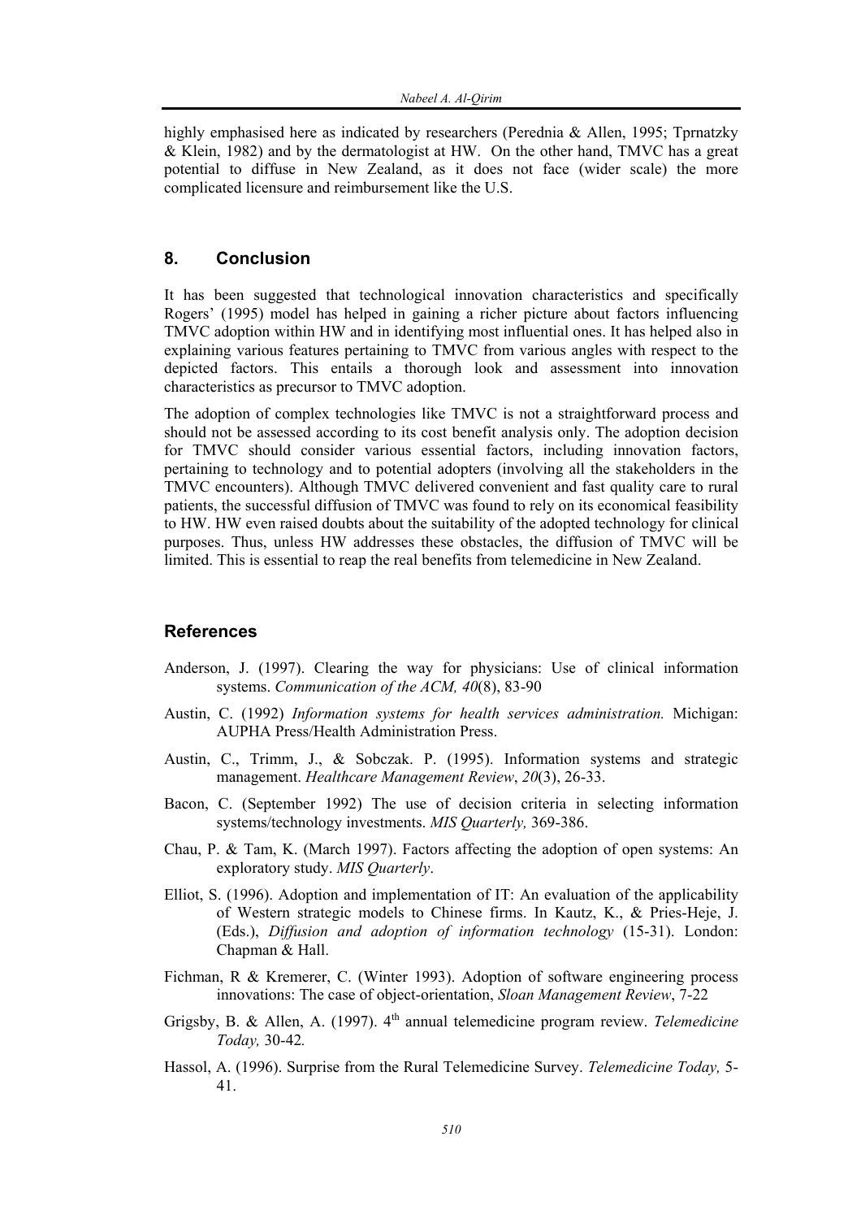highly emphasised here as indicated by researchers (Perednia & Allen, 1995; Tprnatzky & Klein, 1982) and by the dermatologist at HW. On the other hand, TMVC has a great potential to diffuse in New Zealand, as it does not face (wider scale) the more complicated licensure and reimbursement like the U.S.

## 8. Conclusion

It has been suggested that technological innovation characteristics and specifically Rogers' (1995) model has helped in gaining a richer picture about factors influencing TMVC adoption within HW and in identifying most influential ones. It has helped also in explaining various features pertaining to TMVC from various angles with respect to the depicted factors. This entails a thorough look and assessment into innovation characteristics as precursor to TMVC adoption.

The adoption of complex technologies like TMVC is not a straightforward process and should not be assessed according to its cost benefit analysis only. The adoption decision for TMVC should consider various essential factors, including innovation factors, pertaining to technology and to potential adopters (involving all the stakeholders in the TMVC encounters). Although TMVC delivered convenient and fast quality care to rural patients, the successful diffusion of TMVC was found to rely on its economical feasibility to HW. HW even raised doubts about the suitability of the adopted technology for clinical purposes. Thus, unless HW addresses these obstacles, the diffusion of TMVC will be limited. This is essential to reap the real benefits from telemedicine in New Zealand.

## References

Anderson, J. (1997). Clearing the way for physicians: Use of clinical information systems. *Communication of the ACM, 40*(8), 83-90

Austin, C. (1992) *Information systems for health services administration.* Michigan: AUPHA Press/Health Administration Press.

Austin, C., Trimm, J., & Sobczak. P. (1995). Information systems and strategic management. *Healthcare Management Review*, *20*(3), 26-33.

Bacon, C. (September 1992) The use of decision criteria in selecting information systems/technology investments. *MIS Quarterly,* 369-386.

Chau, P. & Tam, K. (March 1997). Factors affecting the adoption of open systems: An exploratory study. *MIS Quarterly*.

Elliot, S. (1996). Adoption and implementation of IT: An evaluation of the applicability of Western strategic models to Chinese firms. In Kautz, K., & Pries-Heje, J. (Eds.), *Diffusion and adoption of information technology* (15-31). London: Chapman & Hall.

Fichman, R & Kremerer, C. (Winter 1993). Adoption of software engineering process innovations: The case of object-orientation, *Sloan Management Review*, 7-22

Grigsby, B. & Allen, A. (1997). 4th annual telemedicine program review. *Telemedicine Today,* 30-42*.*

Hassol, A. (1996). Surprise from the Rural Telemedicine Survey. *Telemedicine Today,* 5-41.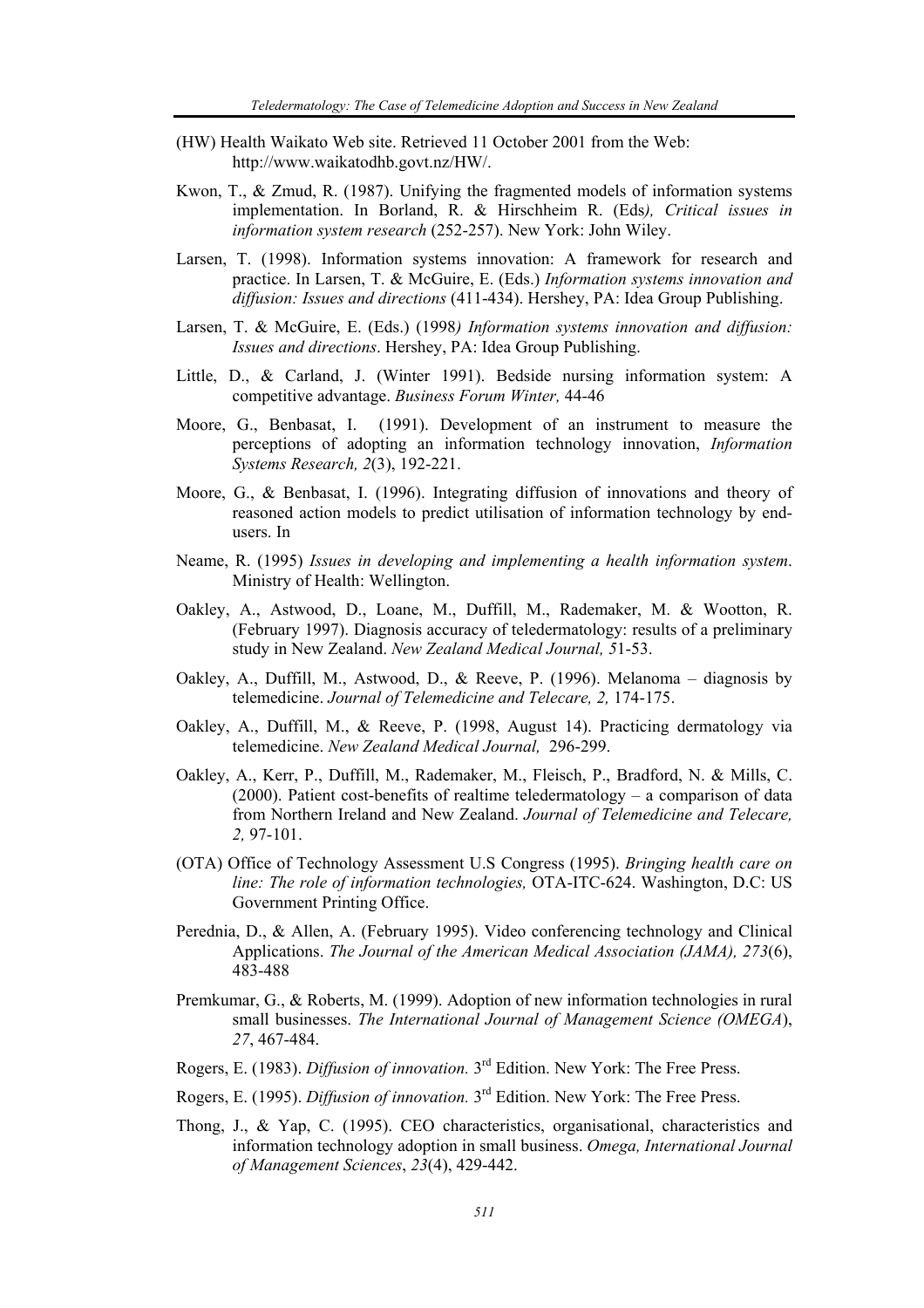(HW) Health Waikato Web site. Retrieved 11 October 2001 from the Web: http://www.waikatodhb.govt.nz/HW/.

Kwon, T., & Zmud, R. (1987). Unifying the fragmented models of information systems implementation. In Borland, R. & Hirschheim R. (Eds*), Critical issues in information system research* (252-257). New York: John Wiley.

Larsen, T. (1998). Information systems innovation: A framework for research and practice. In Larsen, T. & McGuire, E. (Eds.) *Information systems innovation and diffusion: Issues and directions* (411-434). Hershey, PA: Idea Group Publishing.

Larsen, T. & McGuire, E. (Eds.) (1998*) Information systems innovation and diffusion: Issues and directions*. Hershey, PA: Idea Group Publishing.

Little, D., & Carland, J. (Winter 1991). Bedside nursing information system: A competitive advantage. *Business Forum Winter,* 44-46

Moore, G., Benbasat, I. (1991). Development of an instrument to measure the perceptions of adopting an information technology innovation, *Information Systems Research, 2*(3), 192-221.

Moore, G., & Benbasat, I. (1996). Integrating diffusion of innovations and theory of reasoned action models to predict utilisation of information technology by end-users. In

Neame, R. (1995) *Issues in developing and implementing a health information system*. Ministry of Health: Wellington.

Oakley, A., Astwood, D., Loane, M., Duffill, M., Rademaker, M. & Wootton, R. (February 1997). Diagnosis accuracy of teledermatology: results of a preliminary study in New Zealand. *New Zealand Medical Journal, 5*1-53.

Oakley, A., Duffill, M., Astwood, D., & Reeve, P. (1996). Melanoma – diagnosis by telemedicine. *Journal of Telemedicine and Telecare, 2,* 174-175.

Oakley, A., Duffill, M., & Reeve, P. (1998, August 14). Practicing dermatology via telemedicine. *New Zealand Medical Journal,* 296-299.

Oakley, A., Kerr, P., Duffill, M., Rademaker, M., Fleisch, P., Bradford, N. & Mills, C. (2000). Patient cost-benefits of realtime teledermatology – a comparison of data from Northern Ireland and New Zealand. *Journal of Telemedicine and Telecare, 2,* 97-101.

(OTA) Office of Technology Assessment U.S Congress (1995). *Bringing health care on line: The role of information technologies,* OTA-ITC-624. Washington, D.C: US Government Printing Office.

Perednia, D., & Allen, A. (February 1995). Video conferencing technology and Clinical Applications. *The Journal of the American Medical Association (JAMA), 273*(6), 483-488

Premkumar, G., & Roberts, M. (1999). Adoption of new information technologies in rural small businesses. *The International Journal of Management Science (OMEGA*), *27*, 467-484.

Rogers, E. (1983). *Diffusion of innovation.* 3rd Edition. New York: The Free Press.

Rogers, E. (1995). *Diffusion of innovation.* 3rd Edition. New York: The Free Press.

Thong, J., & Yap, C. (1995). CEO characteristics, organisational, characteristics and information technology adoption in small business. *Omega, International Journal of Management Sciences*, *23*(4), 429-442.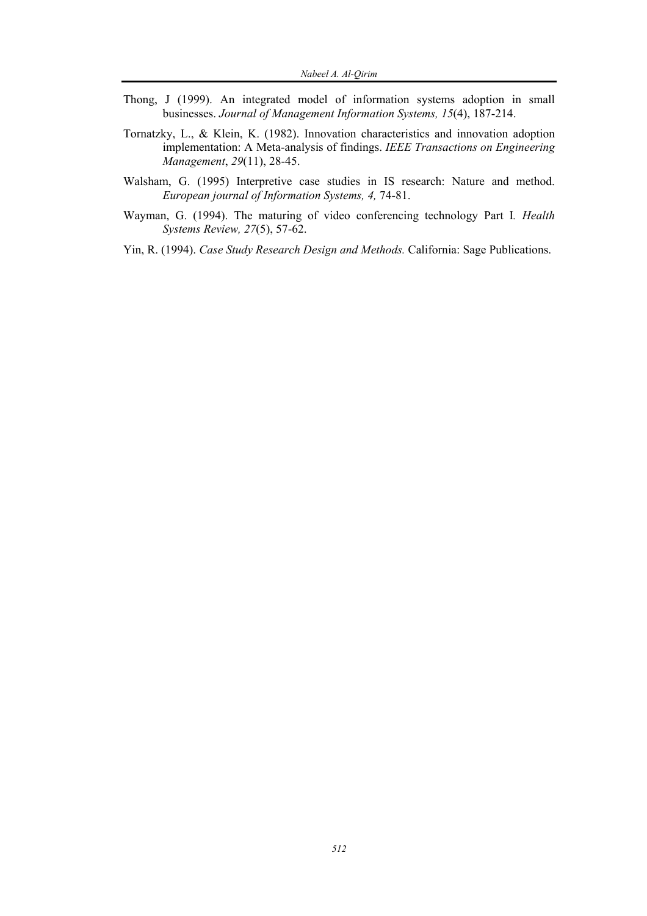Thong, J (1999). An integrated model of information systems adoption in small businesses. *Journal of Management Information Systems, 15*(4), 187-214.

Tornatzky, L., & Klein, K. (1982). Innovation characteristics and innovation adoption implementation: A Meta-analysis of findings. *IEEE Transactions on Engineering Management*, *29*(11), 28-45.

Walsham, G. (1995) Interpretive case studies in IS research: Nature and method. *European journal of Information Systems, 4,* 74-81.

Wayman, G. (1994). The maturing of video conferencing technology Part I*. Health Systems Review, 27*(5), 57-62.

Yin, R. (1994). *Case Study Research Design and Methods.* California: Sage Publications.